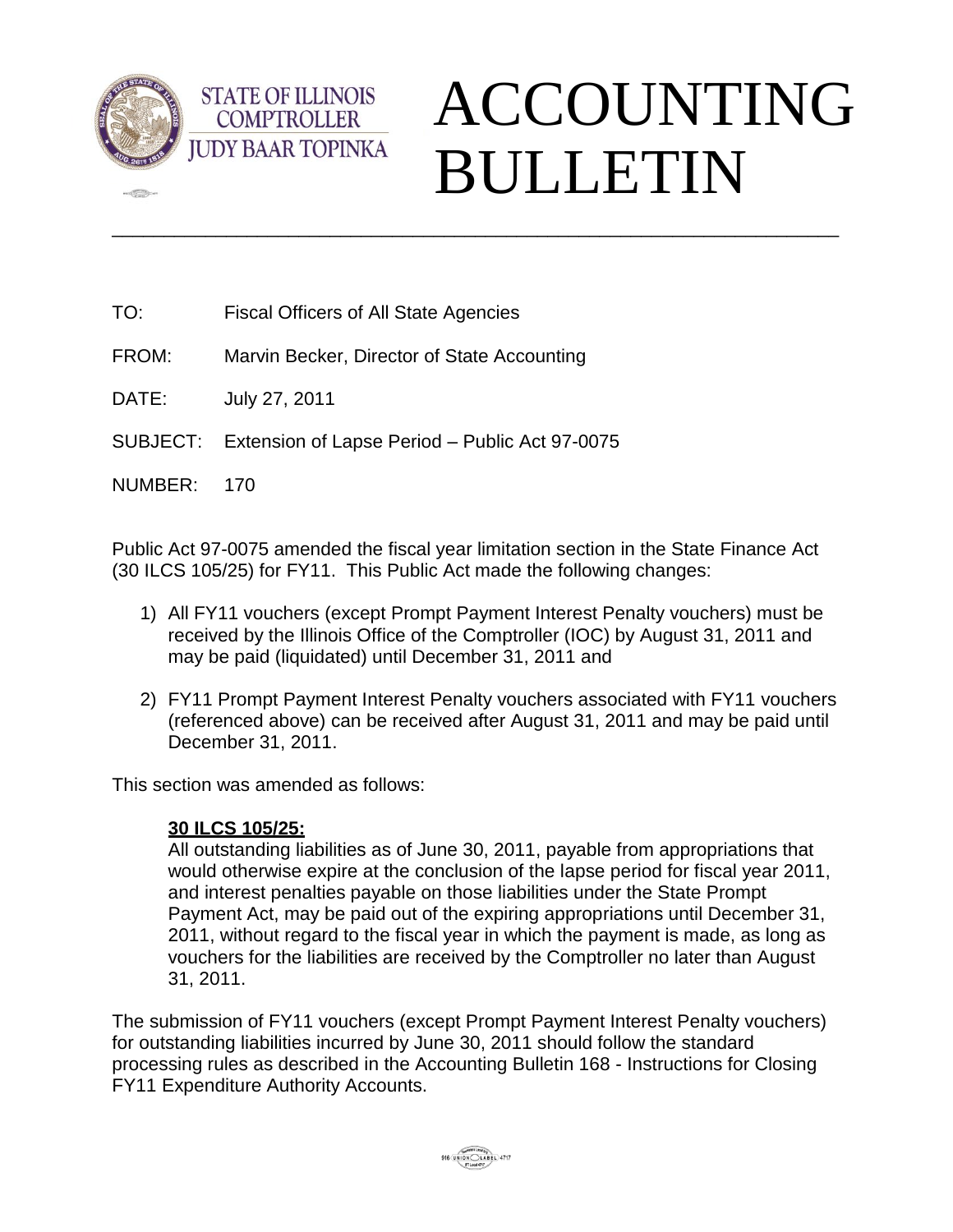STATE OF ILLINOIS
COMPTROLLER
JUDY BAAR TOPINKA

# ACCOUNTING BULLETIN

---

TO: Fiscal Officers of All State Agencies

FROM: Marvin Becker, Director of State Accounting

DATE: July 27, 2011

SUBJECT: Extension of Lapse Period – Public Act 97-0075

NUMBER: 170

Public Act 97-0075 amended the fiscal year limitation section in the State Finance Act (30 ILCS 105/25) for FY11. This Public Act made the following changes:

1) All FY11 vouchers (except Prompt Payment Interest Penalty vouchers) must be received by the Illinois Office of the Comptroller (IOC) by August 31, 2011 and may be paid (liquidated) until December 31, 2011 and

2) FY11 Prompt Payment Interest Penalty vouchers associated with FY11 vouchers (referenced above) can be received after August 31, 2011 and may be paid until December 31, 2011.

This section was amended as follows:

> **30 ILCS 105/25:**
> All outstanding liabilities as of June 30, 2011, payable from appropriations that would otherwise expire at the conclusion of the lapse period for fiscal year 2011, and interest penalties payable on those liabilities under the State Prompt Payment Act, may be paid out of the expiring appropriations until December 31, 2011, without regard to the fiscal year in which the payment is made, as long as vouchers for the liabilities are received by the Comptroller no later than August 31, 2011.

The submission of FY11 vouchers (except Prompt Payment Interest Penalty vouchers) for outstanding liabilities incurred by June 30, 2011 should follow the standard processing rules as described in the Accounting Bulletin 168 - Instructions for Closing FY11 Expenditure Authority Accounts.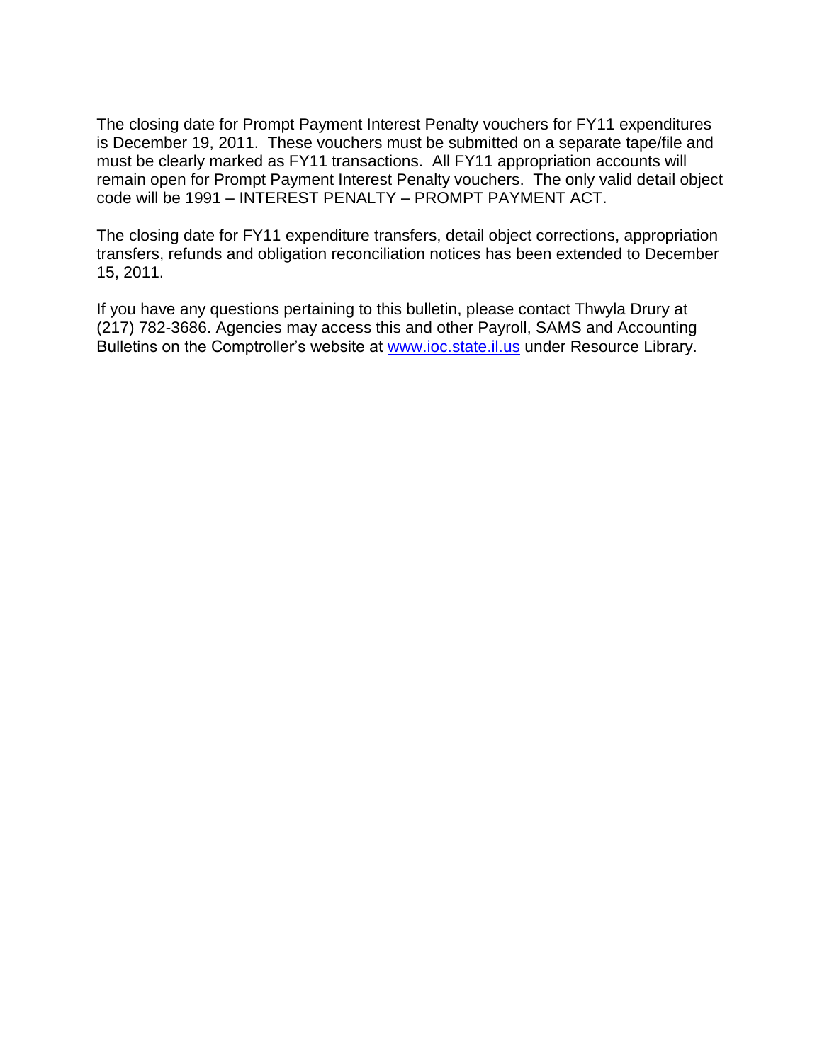The closing date for Prompt Payment Interest Penalty vouchers for FY11 expenditures is December 19, 2011. These vouchers must be submitted on a separate tape/file and must be clearly marked as FY11 transactions. All FY11 appropriation accounts will remain open for Prompt Payment Interest Penalty vouchers. The only valid detail object code will be 1991 – INTEREST PENALTY – PROMPT PAYMENT ACT.

The closing date for FY11 expenditure transfers, detail object corrections, appropriation transfers, refunds and obligation reconciliation notices has been extended to December 15, 2011.

If you have any questions pertaining to this bulletin, please contact Thwyla Drury at (217) 782-3686. Agencies may access this and other Payroll, SAMS and Accounting Bulletins on the Comptroller's website at [www.ioc.state.il.us](http://www.ioc.state.il.us) under Resource Library.